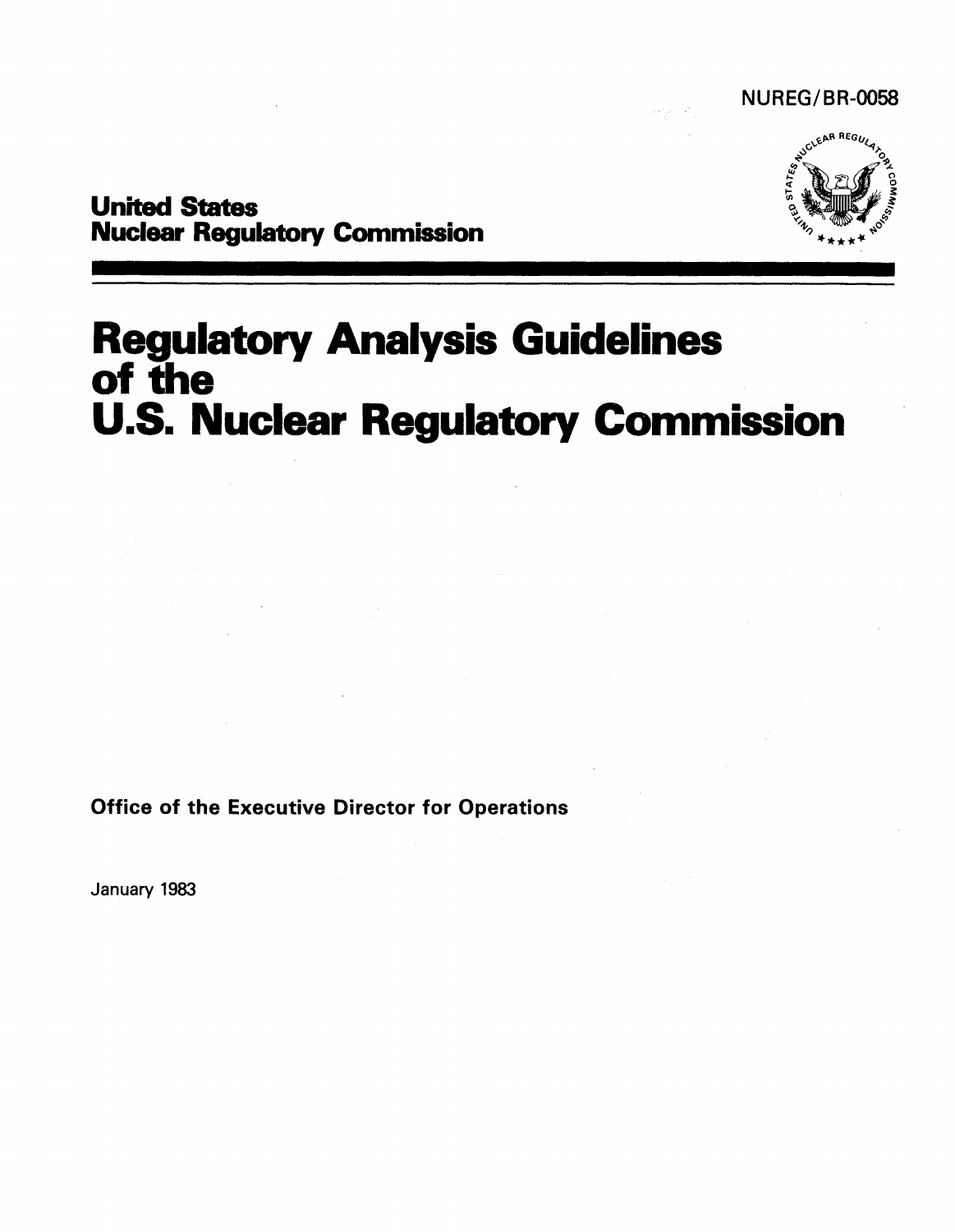NUREG/BR-0058

**United States**
**Nuclear Regulatory Commission**

# Regulatory Analysis Guidelines of the U.S. Nuclear Regulatory Commission

**Office of the Executive Director for Operations**

January 1983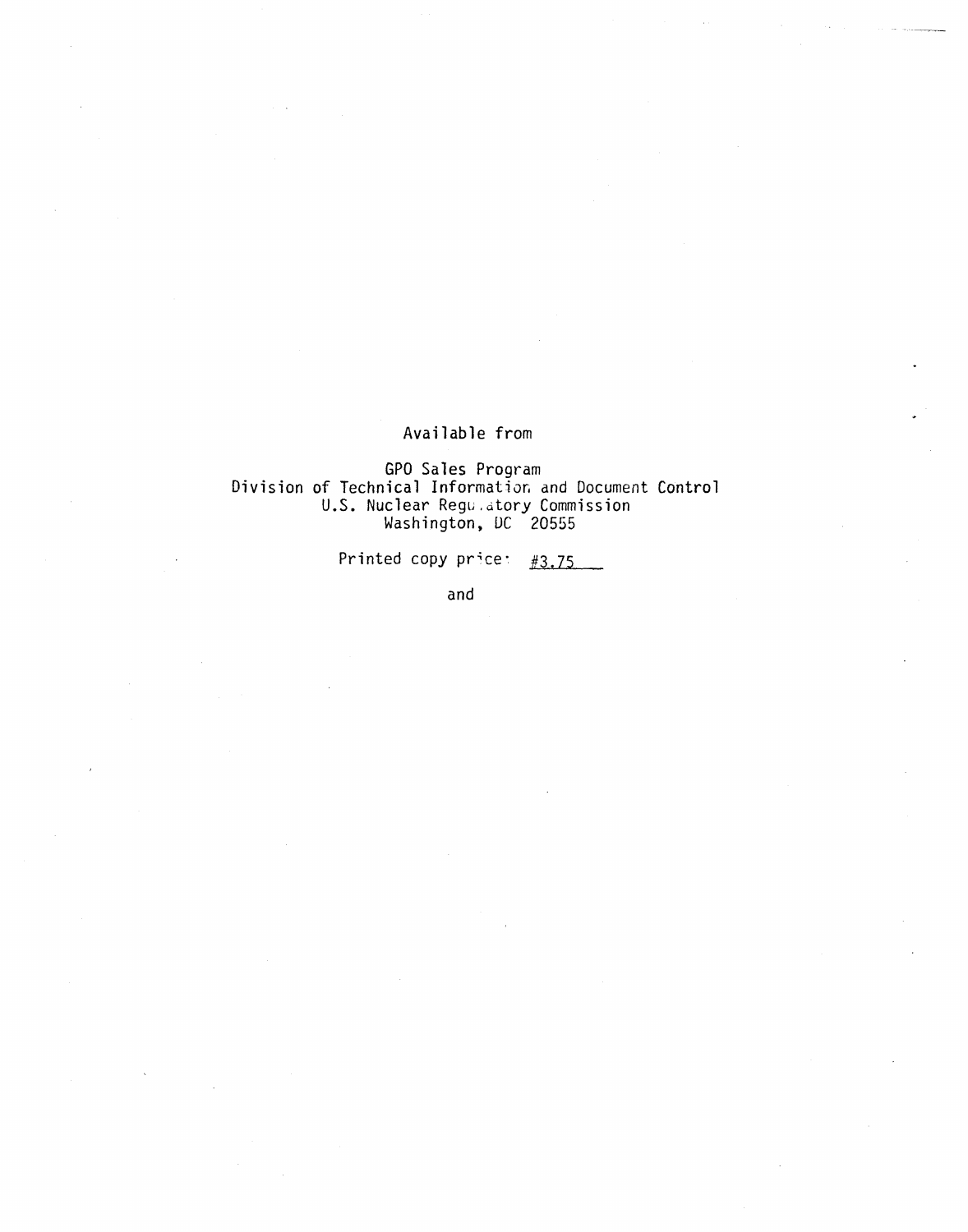Available from

GPO Sales Program
Division of Technical Information and Document Control
U.S. Nuclear Regulatory Commission
Washington, DC 20555

Printed copy price: #3.75

and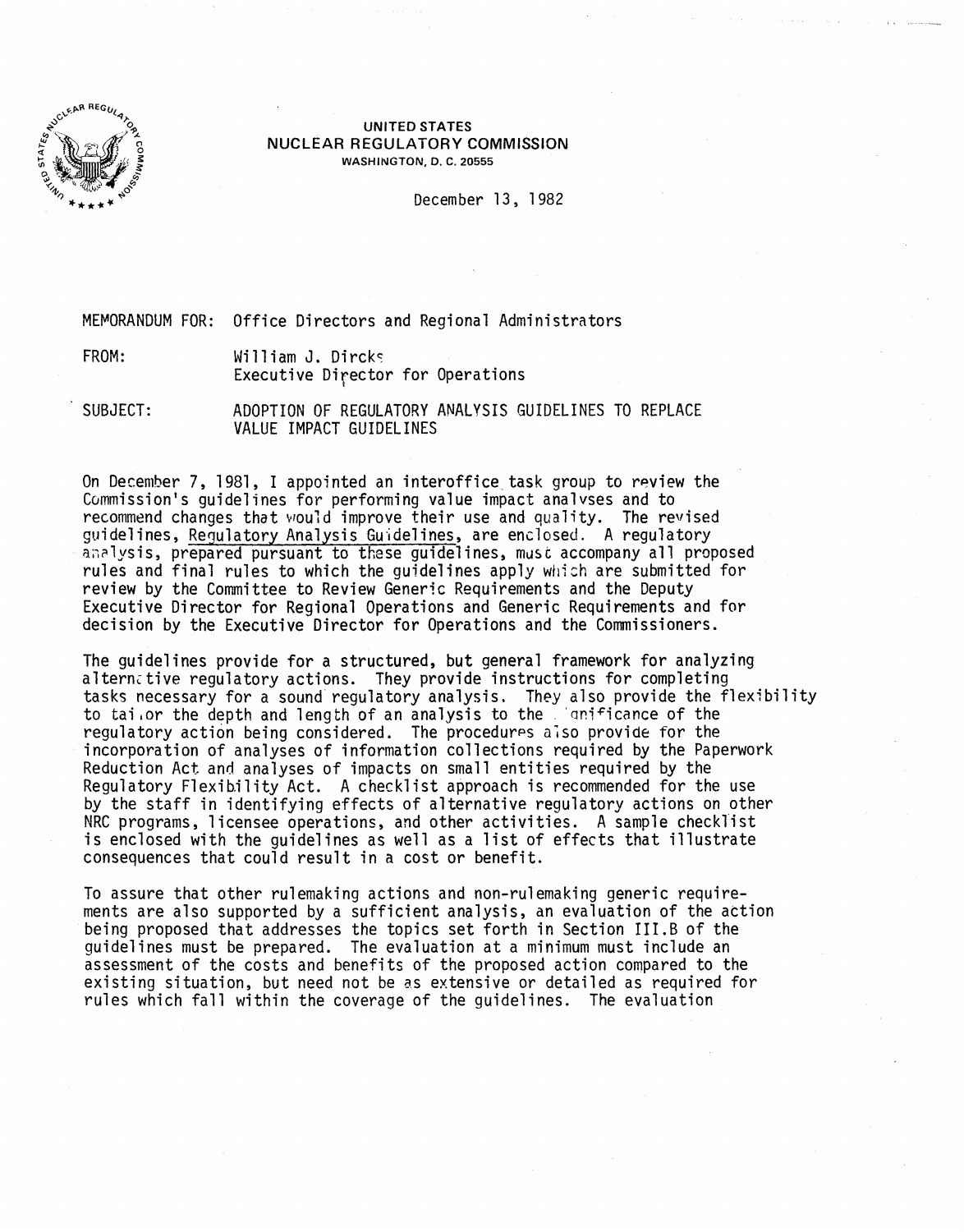UNITED STATES
NUCLEAR REGULATORY COMMISSION
WASHINGTON, D. C. 20555

December 13, 1982

MEMORANDUM FOR: Office Directors and Regional Administrators

FROM: William J. Dircks
Executive Director for Operations

SUBJECT: ADOPTION OF REGULATORY ANALYSIS GUIDELINES TO REPLACE VALUE IMPACT GUIDELINES

On December 7, 1981, I appointed an interoffice task group to review the Commission's guidelines for performing value impact analyses and to recommend changes that would improve their use and quality. The revised guidelines, Regulatory Analysis Guidelines, are enclosed. A regulatory analysis, prepared pursuant to these guidelines, must accompany all proposed rules and final rules to which the guidelines apply which are submitted for review by the Committee to Review Generic Requirements and the Deputy Executive Director for Regional Operations and Generic Requirements and for decision by the Executive Director for Operations and the Commissioners.

The guidelines provide for a structured, but general framework for analyzing alternative regulatory actions. They provide instructions for completing tasks necessary for a sound regulatory analysis. They also provide the flexibility to tailor the depth and length of an analysis to the significance of the regulatory action being considered. The procedures also provide for the incorporation of analyses of information collections required by the Paperwork Reduction Act and analyses of impacts on small entities required by the Regulatory Flexibility Act. A checklist approach is recommended for the use by the staff in identifying effects of alternative regulatory actions on other NRC programs, licensee operations, and other activities. A sample checklist is enclosed with the guidelines as well as a list of effects that illustrate consequences that could result in a cost or benefit.

To assure that other rulemaking actions and non-rulemaking generic requirements are also supported by a sufficient analysis, an evaluation of the action being proposed that addresses the topics set forth in Section III.B of the guidelines must be prepared. The evaluation at a minimum must include an assessment of the costs and benefits of the proposed action compared to the existing situation, but need not be as extensive or detailed as required for rules which fall within the coverage of the guidelines. The evaluation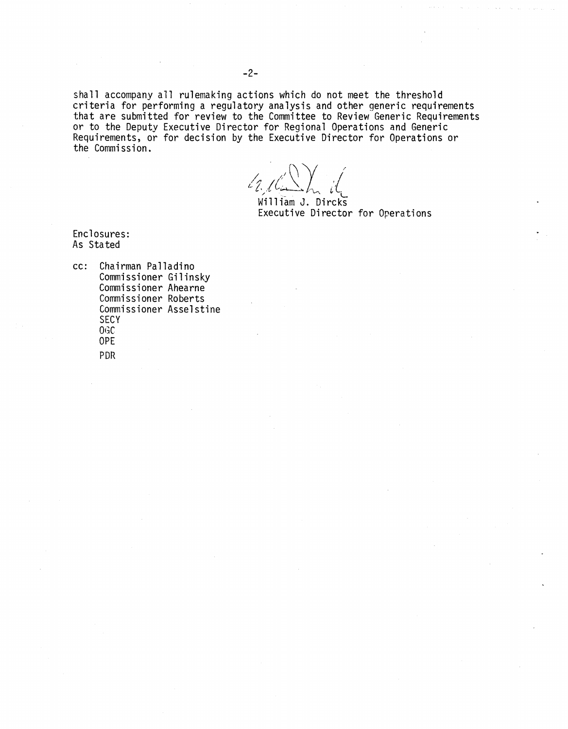shall accompany all rulemaking actions which do not meet the threshold criteria for performing a regulatory analysis and other generic requirements that are submitted for review to the Committee to Review Generic Requirements or to the Deputy Executive Director for Regional Operations and Generic Requirements, or for decision by the Executive Director for Operations or the Commission.

William J. Dircks
Executive Director for Operations

Enclosures:
As Stated

cc: Chairman Palladino
Commissioner Gilinsky
Commissioner Ahearne
Commissioner Roberts
Commissioner Asselstine
SECY
OGC
OPE
PDR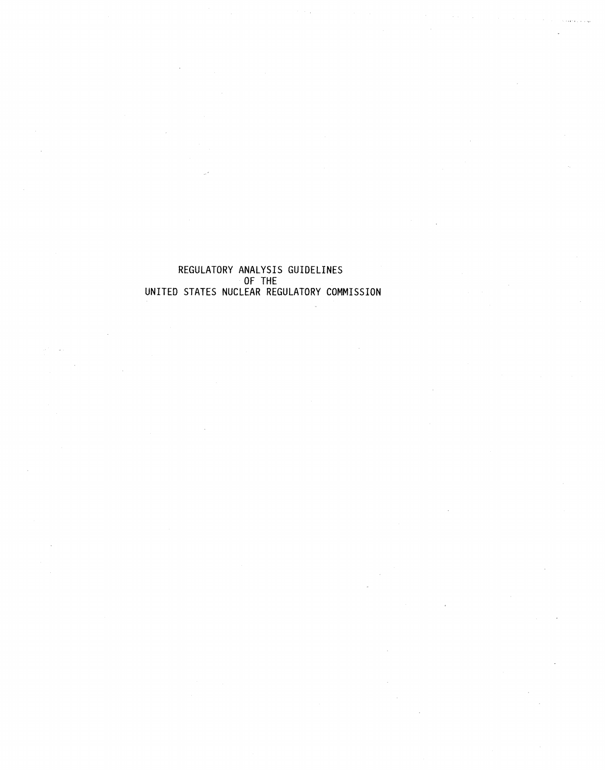# REGULATORY ANALYSIS GUIDELINES OF THE UNITED STATES NUCLEAR REGULATORY COMMISSION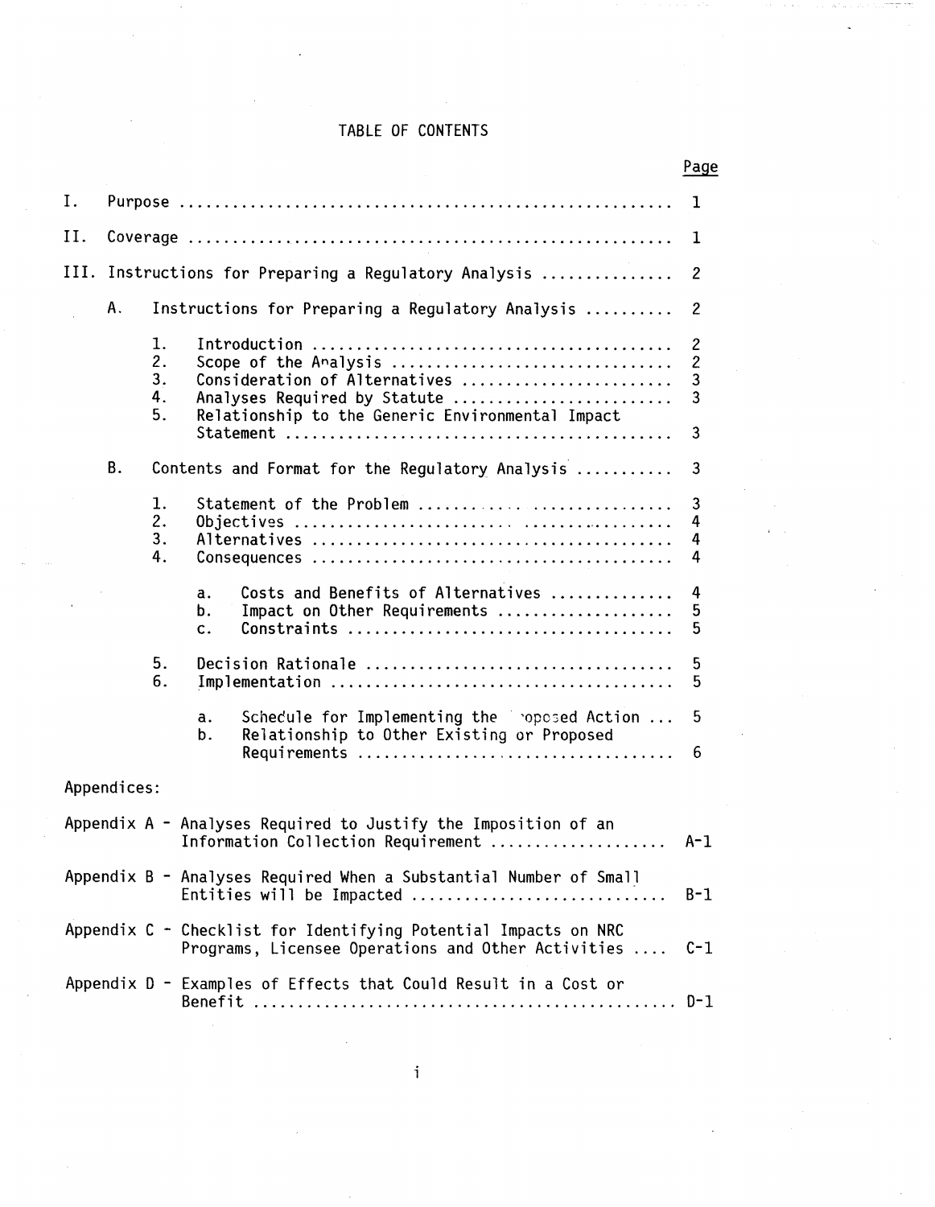# TABLE OF CONTENTS

| | Page |
|---|---|
| I. Purpose | 1 |
| II. Coverage | 1 |
| III. Instructions for Preparing a Regulatory Analysis | 2 |
| A. Instructions for Preparing a Regulatory Analysis | 2 |
| 1. Introduction | 2 |
| 2. Scope of the Analysis | 2 |
| 3. Consideration of Alternatives | 3 |
| 4. Analyses Required by Statute | 3 |
| 5. Relationship to the Generic Environmental Impact Statement | 3 |
| B. Contents and Format for the Regulatory Analysis | 3 |
| 1. Statement of the Problem | 3 |
| 2. Objectives | 4 |
| 3. Alternatives | 4 |
| 4. Consequences | 4 |
| a. Costs and Benefits of Alternatives | 4 |
| b. Impact on Other Requirements | 5 |
| c. Constraints | 5 |
| 5. Decision Rationale | 5 |
| 6. Implementation | 5 |
| a. Schedule for Implementing the Proposed Action | 5 |
| b. Relationship to Other Existing or Proposed Requirements | 6 |

Appendices:

| | |
|---|---|
| Appendix A - Analyses Required to Justify the Imposition of an Information Collection Requirement | A-1 |
| Appendix B - Analyses Required When a Substantial Number of Small Entities will be Impacted | B-1 |
| Appendix C - Checklist for Identifying Potential Impacts on NRC Programs, Licensee Operations and Other Activities | C-1 |
| Appendix D - Examples of Effects that Could Result in a Cost or Benefit | D-1 |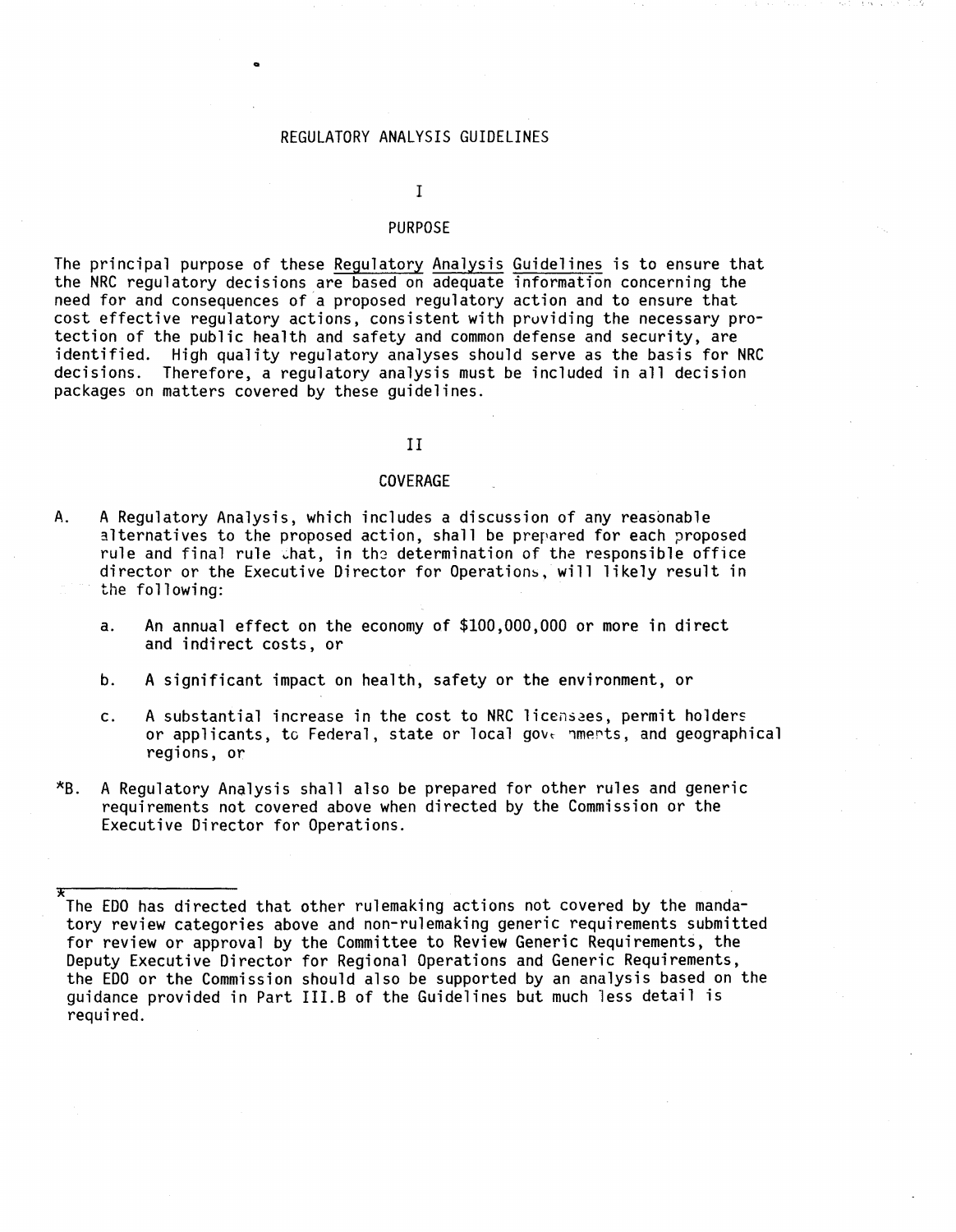# REGULATORY ANALYSIS GUIDELINES

## I

## PURPOSE

The principal purpose of these Regulatory Analysis Guidelines is to ensure that the NRC regulatory decisions are based on adequate information concerning the need for and consequences of a proposed regulatory action and to ensure that cost effective regulatory actions, consistent with providing the necessary protection of the public health and safety and common defense and security, are identified. High quality regulatory analyses should serve as the basis for NRC decisions. Therefore, a regulatory analysis must be included in all decision packages on matters covered by these guidelines.

## II

## COVERAGE

A. A Regulatory Analysis, which includes a discussion of any reasonable alternatives to the proposed action, shall be prepared for each proposed rule and final rule that, in the determination of the responsible office director or the Executive Director for Operations, will likely result in the following:

   a. An annual effect on the economy of $100,000,000 or more in direct and indirect costs, or

   b. A significant impact on health, safety or the environment, or

   c. A substantial increase in the cost to NRC licensees, permit holders or applicants, to Federal, state or local governments, and geographical regions, or

*B. A Regulatory Analysis shall also be prepared for other rules and generic requirements not covered above when directed by the Commission or the Executive Director for Operations.

---

*The EDO has directed that other rulemaking actions not covered by the mandatory review categories above and non-rulemaking generic requirements submitted for review or approval by the Committee to Review Generic Requirements, the Deputy Executive Director for Regional Operations and Generic Requirements, the EDO or the Commission should also be supported by an analysis based on the guidance provided in Part III.B of the Guidelines but much less detail is required.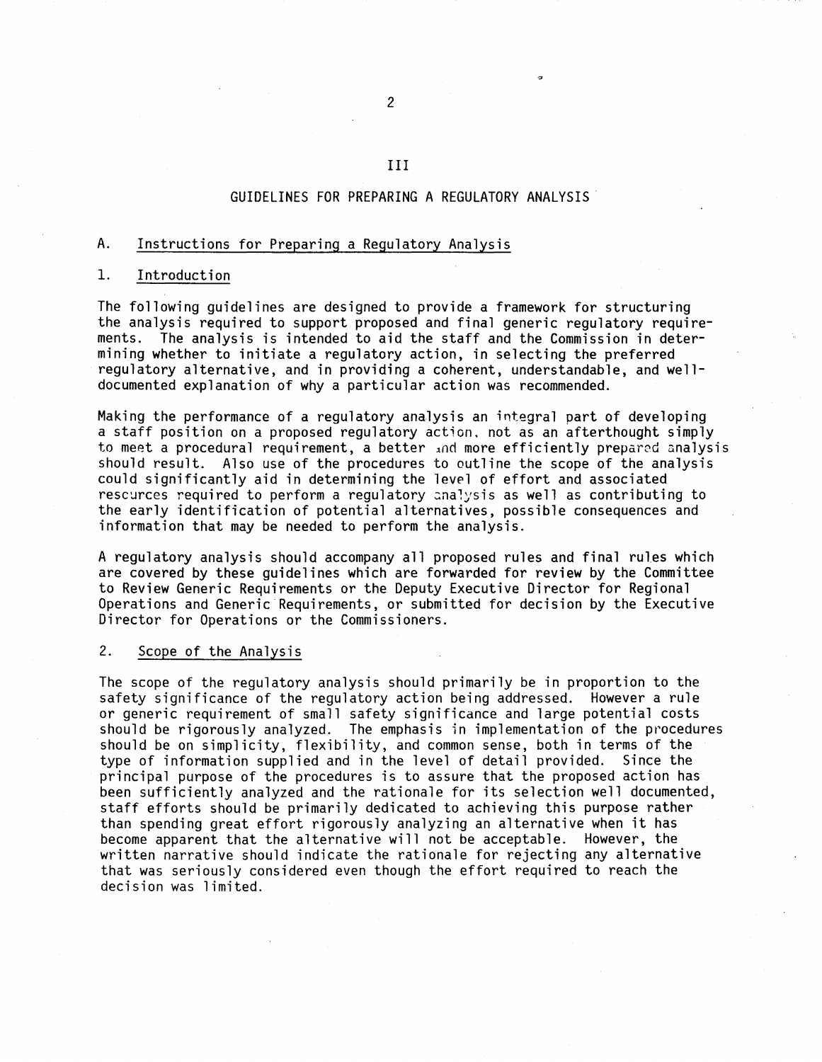# III

# GUIDELINES FOR PREPARING A REGULATORY ANALYSIS

## A. Instructions for Preparing a Regulatory Analysis

### 1. Introduction

The following guidelines are designed to provide a framework for structuring the analysis required to support proposed and final generic regulatory requirements. The analysis is intended to aid the staff and the Commission in determining whether to initiate a regulatory action, in selecting the preferred regulatory alternative, and in providing a coherent, understandable, and well-documented explanation of why a particular action was recommended.

Making the performance of a regulatory analysis an integral part of developing a staff position on a proposed regulatory action, not as an afterthought simply to meet a procedural requirement, a better and more efficiently prepared analysis should result. Also use of the procedures to outline the scope of the analysis could significantly aid in determining the level of effort and associated resources required to perform a regulatory analysis as well as contributing to the early identification of potential alternatives, possible consequences and information that may be needed to perform the analysis.

A regulatory analysis should accompany all proposed rules and final rules which are covered by these guidelines which are forwarded for review by the Committee to Review Generic Requirements or the Deputy Executive Director for Regional Operations and Generic Requirements, or submitted for decision by the Executive Director for Operations or the Commissioners.

### 2. Scope of the Analysis

The scope of the regulatory analysis should primarily be in proportion to the safety significance of the regulatory action being addressed. However a rule or generic requirement of small safety significance and large potential costs should be rigorously analyzed. The emphasis in implementation of the procedures should be on simplicity, flexibility, and common sense, both in terms of the type of information supplied and in the level of detail provided. Since the principal purpose of the procedures is to assure that the proposed action has been sufficiently analyzed and the rationale for its selection well documented, staff efforts should be primarily dedicated to achieving this purpose rather than spending great effort rigorously analyzing an alternative when it has become apparent that the alternative will not be acceptable. However, the written narrative should indicate the rationale for rejecting any alternative that was seriously considered even though the effort required to reach the decision was limited.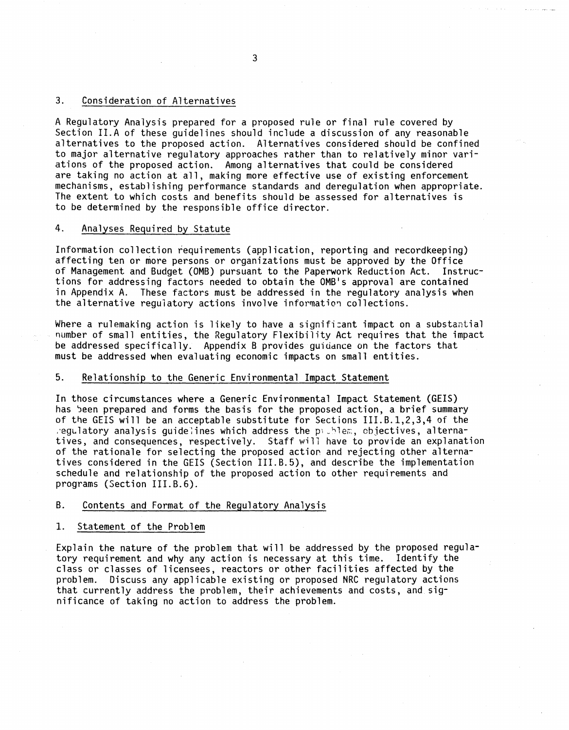## 3. Consideration of Alternatives

A Regulatory Analysis prepared for a proposed rule or final rule covered by Section II.A of these guidelines should include a discussion of any reasonable alternatives to the proposed action. Alternatives considered should be confined to major alternative regulatory approaches rather than to relatively minor variations of the proposed action. Among alternatives that could be considered are taking no action at all, making more effective use of existing enforcement mechanisms, establishing performance standards and deregulation when appropriate. The extent to which costs and benefits should be assessed for alternatives is to be determined by the responsible office director.

## 4. Analyses Required by Statute

Information collection requirements (application, reporting and recordkeeping) affecting ten or more persons or organizations must be approved by the Office of Management and Budget (OMB) pursuant to the Paperwork Reduction Act. Instructions for addressing factors needed to obtain the OMB's approval are contained in Appendix A. These factors must be addressed in the regulatory analysis when the alternative regulatory actions involve information collections.

Where a rulemaking action is likely to have a significant impact on a substantial number of small entities, the Regulatory Flexibility Act requires that the impact be addressed specifically. Appendix B provides guidance on the factors that must be addressed when evaluating economic impacts on small entities.

## 5. Relationship to the Generic Environmental Impact Statement

In those circumstances where a Generic Environmental Impact Statement (GEIS) has been prepared and forms the basis for the proposed action, a brief summary of the GEIS will be an acceptable substitute for Sections III.B.1,2,3,4 of the regulatory analysis guidelines which address the problem, objectives, alternatives, and consequences, respectively. Staff will have to provide an explanation of the rationale for selecting the proposed action and rejecting other alternatives considered in the GEIS (Section III.B.5), and describe the implementation schedule and relationship of the proposed action to other requirements and programs (Section III.B.6).

## B. Contents and Format of the Regulatory Analysis

### 1. Statement of the Problem

Explain the nature of the problem that will be addressed by the proposed regulatory requirement and why any action is necessary at this time. Identify the class or classes of licensees, reactors or other facilities affected by the problem. Discuss any applicable existing or proposed NRC regulatory actions that currently address the problem, their achievements and costs, and significance of taking no action to address the problem.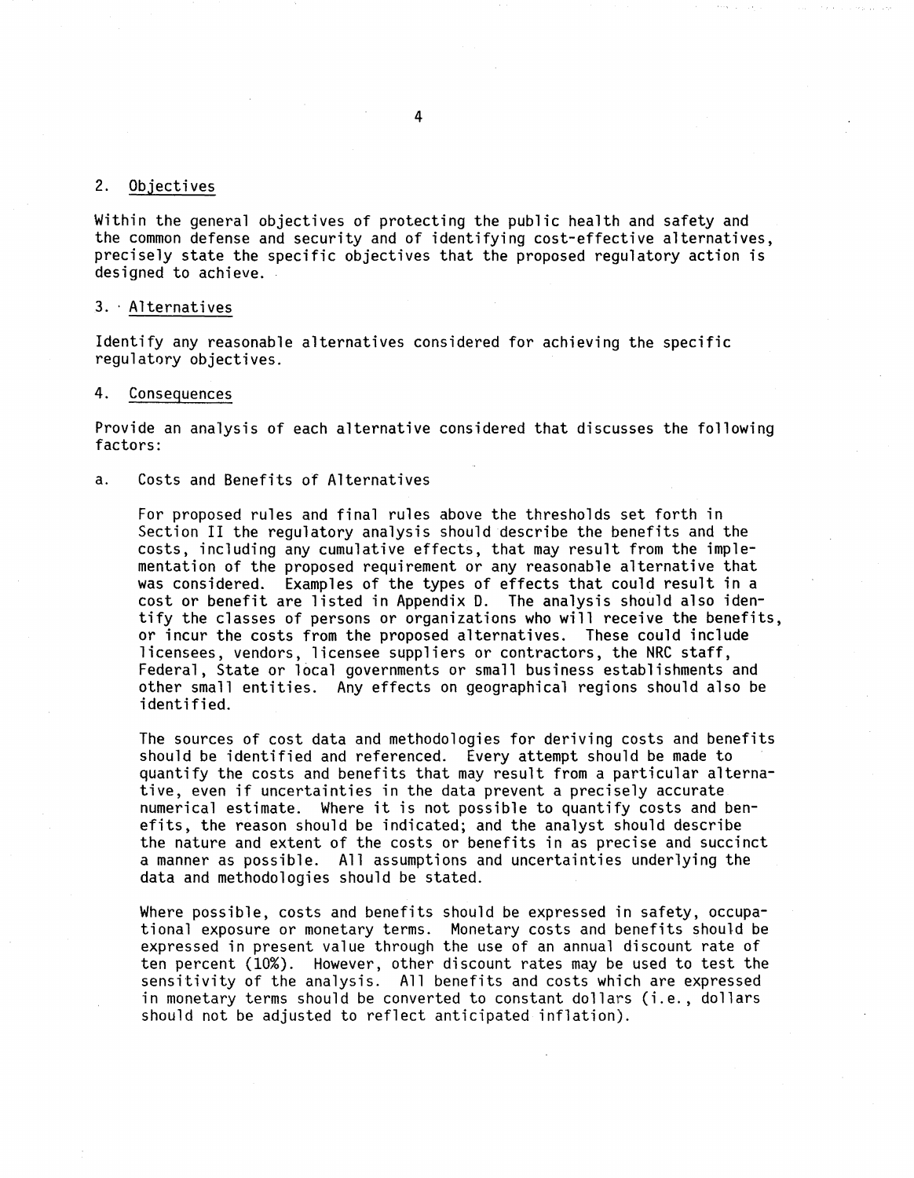## 2. Objectives

Within the general objectives of protecting the public health and safety and the common defense and security and of identifying cost-effective alternatives, precisely state the specific objectives that the proposed regulatory action is designed to achieve.

## 3. Alternatives

Identify any reasonable alternatives considered for achieving the specific regulatory objectives.

## 4. Consequences

Provide an analysis of each alternative considered that discusses the following factors:

### a. Costs and Benefits of Alternatives

For proposed rules and final rules above the thresholds set forth in Section II the regulatory analysis should describe the benefits and the costs, including any cumulative effects, that may result from the implementation of the proposed requirement or any reasonable alternative that was considered. Examples of the types of effects that could result in a cost or benefit are listed in Appendix D. The analysis should also identify the classes of persons or organizations who will receive the benefits, or incur the costs from the proposed alternatives. These could include licensees, vendors, licensee suppliers or contractors, the NRC staff, Federal, State or local governments or small business establishments and other small entities. Any effects on geographical regions should also be identified.

The sources of cost data and methodologies for deriving costs and benefits should be identified and referenced. Every attempt should be made to quantify the costs and benefits that may result from a particular alternative, even if uncertainties in the data prevent a precisely accurate numerical estimate. Where it is not possible to quantify costs and benefits, the reason should be indicated; and the analyst should describe the nature and extent of the costs or benefits in as precise and succinct a manner as possible. All assumptions and uncertainties underlying the data and methodologies should be stated.

Where possible, costs and benefits should be expressed in safety, occupational exposure or monetary terms. Monetary costs and benefits should be expressed in present value through the use of an annual discount rate of ten percent (10%). However, other discount rates may be used to test the sensitivity of the analysis. All benefits and costs which are expressed in monetary terms should be converted to constant dollars (i.e., dollars should not be adjusted to reflect anticipated inflation).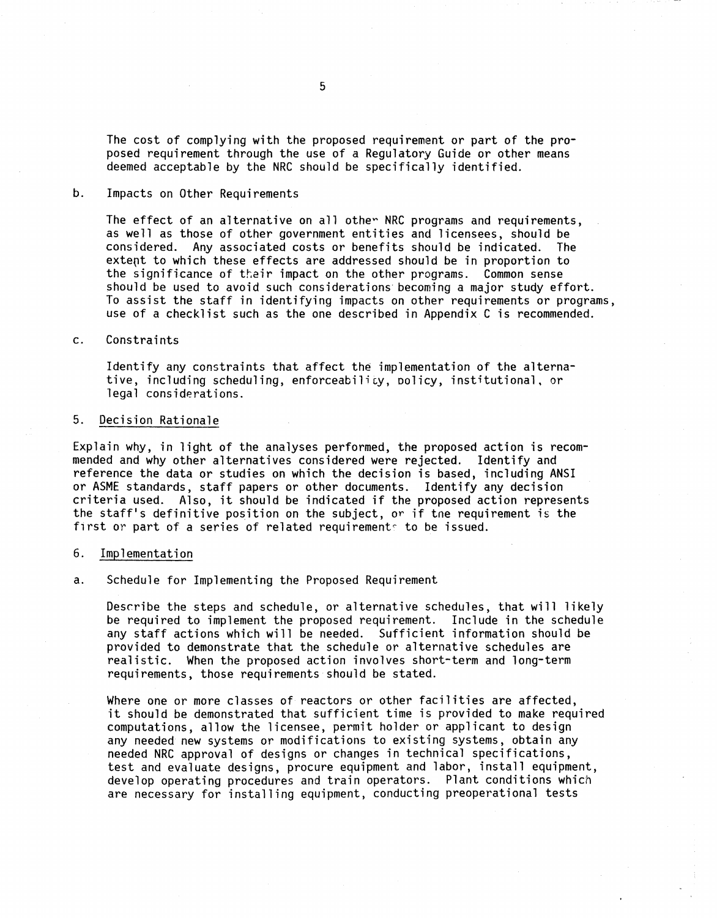The cost of complying with the proposed requirement or part of the proposed requirement through the use of a Regulatory Guide or other means deemed acceptable by the NRC should be specifically identified.

b. Impacts on Other Requirements

The effect of an alternative on all other NRC programs and requirements, as well as those of other government entities and licensees, should be considered. Any associated costs or benefits should be indicated. The extent to which these effects are addressed should be in proportion to the significance of their impact on the other programs. Common sense should be used to avoid such considerations becoming a major study effort. To assist the staff in identifying impacts on other requirements or programs, use of a checklist such as the one described in Appendix C is recommended.

c. Constraints

Identify any constraints that affect the implementation of the alternative, including scheduling, enforceability, policy, institutional, or legal considerations.

5. Decision Rationale

Explain why, in light of the analyses performed, the proposed action is recommended and why other alternatives considered were rejected. Identify and reference the data or studies on which the decision is based, including ANSI or ASME standards, staff papers or other documents. Identify any decision criteria used. Also, it should be indicated if the proposed action represents the staff's definitive position on the subject, or if the requirement is the first or part of a series of related requirements to be issued.

6. Implementation

a. Schedule for Implementing the Proposed Requirement

Describe the steps and schedule, or alternative schedules, that will likely be required to implement the proposed requirement. Include in the schedule any staff actions which will be needed. Sufficient information should be provided to demonstrate that the schedule or alternative schedules are realistic. When the proposed action involves short-term and long-term requirements, those requirements should be stated.

Where one or more classes of reactors or other facilities are affected, it should be demonstrated that sufficient time is provided to make required computations, allow the licensee, permit holder or applicant to design any needed new systems or modifications to existing systems, obtain any needed NRC approval of designs or changes in technical specifications, test and evaluate designs, procure equipment and labor, install equipment, develop operating procedures and train operators. Plant conditions which are necessary for installing equipment, conducting preoperational tests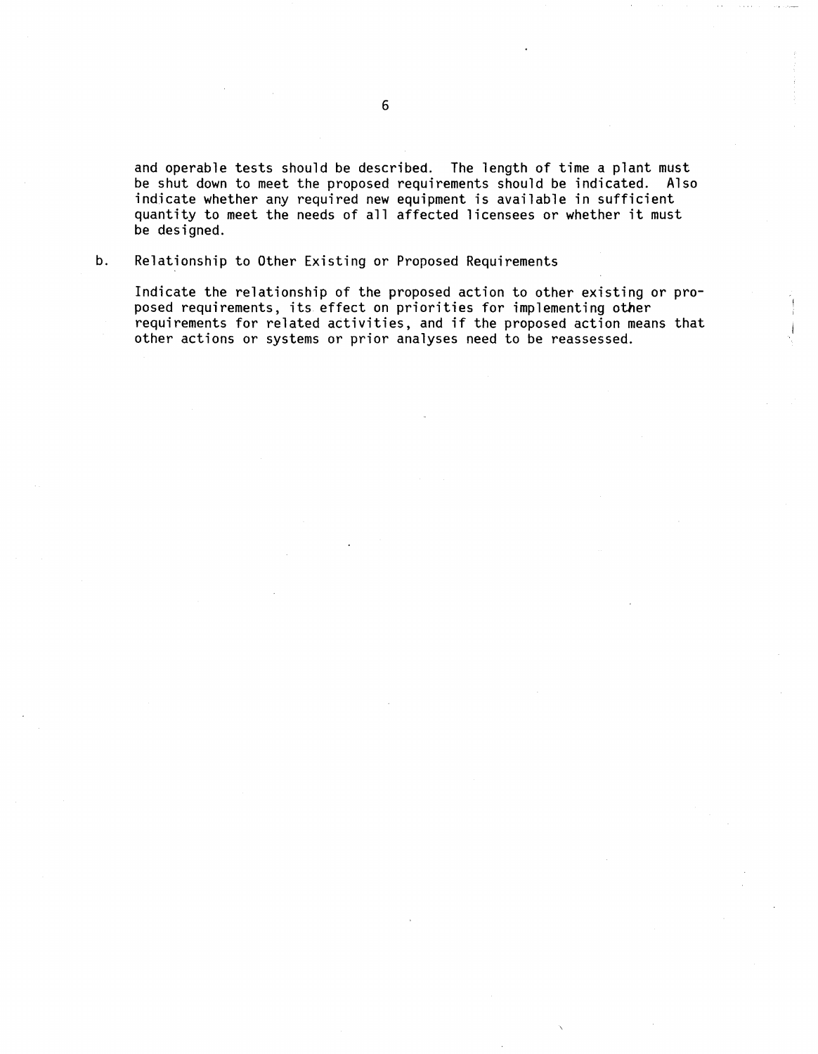and operable tests should be described. The length of time a plant must be shut down to meet the proposed requirements should be indicated. Also indicate whether any required new equipment is available in sufficient quantity to meet the needs of all affected licensees or whether it must be designed.

b. Relationship to Other Existing or Proposed Requirements

Indicate the relationship of the proposed action to other existing or proposed requirements, its effect on priorities for implementing other requirements for related activities, and if the proposed action means that other actions or systems or prior analyses need to be reassessed.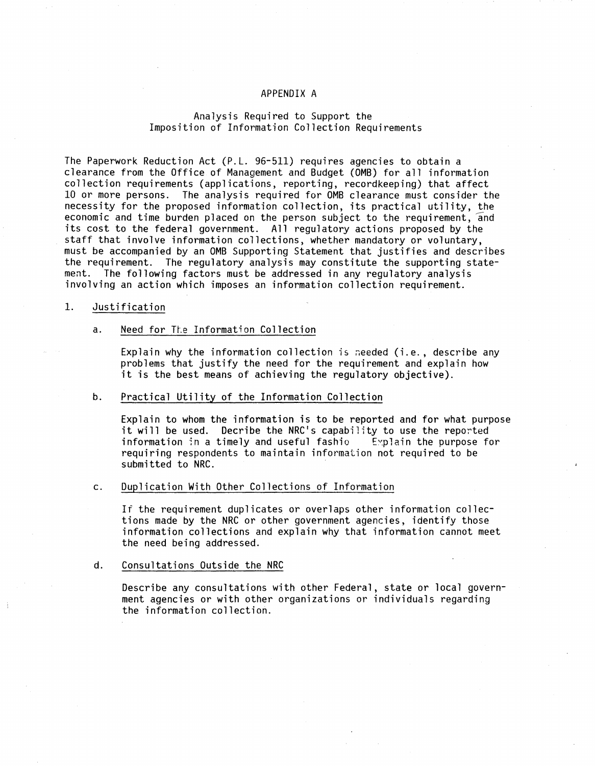# APPENDIX A

## Analysis Required to Support the Imposition of Information Collection Requirements

The Paperwork Reduction Act (P.L. 96-511) requires agencies to obtain a clearance from the Office of Management and Budget (OMB) for all information collection requirements (applications, reporting, recordkeeping) that affect 10 or more persons. The analysis required for OMB clearance must consider the necessity for the proposed information collection, its practical utility, the economic and time burden placed on the person subject to the requirement, and its cost to the federal government. All regulatory actions proposed by the staff that involve information collections, whether mandatory or voluntary, must be accompanied by an OMB Supporting Statement that justifies and describes the requirement. The regulatory analysis may constitute the supporting statement. The following factors must be addressed in any regulatory analysis involving an action which imposes an information collection requirement.

1. Justification

   a. Need for The Information Collection

      Explain why the information collection is needed (i.e., describe any problems that justify the need for the requirement and explain how it is the best means of achieving the regulatory objective).

   b. Practical Utility of the Information Collection

      Explain to whom the information is to be reported and for what purpose it will be used. Decribe the NRC's capability to use the reported information in a timely and useful fashion. Explain the purpose for requiring respondents to maintain information not required to be submitted to NRC.

   c. Duplication With Other Collections of Information

      If the requirement duplicates or overlaps other information collections made by the NRC or other government agencies, identify those information collections and explain why that information cannot meet the need being addressed.

   d. Consultations Outside the NRC

      Describe any consultations with other Federal, state or local government agencies or with other organizations or individuals regarding the information collection.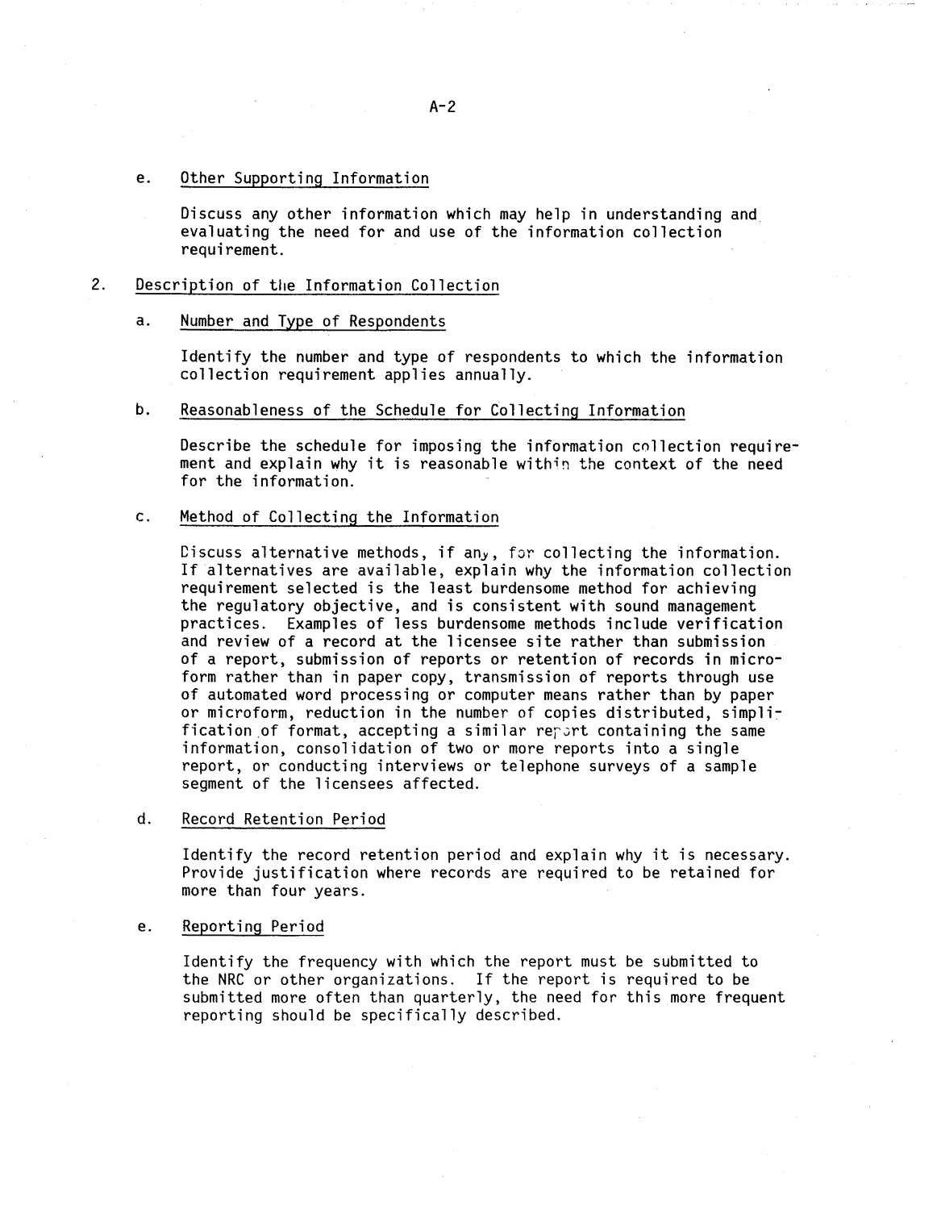e. Other Supporting Information

Discuss any other information which may help in understanding and evaluating the need for and use of the information collection requirement.

2. Description of the Information Collection

a. Number and Type of Respondents

Identify the number and type of respondents to which the information collection requirement applies annually.

b. Reasonableness of the Schedule for Collecting Information

Describe the schedule for imposing the information collection requirement and explain why it is reasonable within the context of the need for the information.

c. Method of Collecting the Information

Discuss alternative methods, if any, for collecting the information. If alternatives are available, explain why the information collection requirement selected is the least burdensome method for achieving the regulatory objective, and is consistent with sound management practices. Examples of less burdensome methods include verification and review of a record at the licensee site rather than submission of a report, submission of reports or retention of records in microform rather than in paper copy, transmission of reports through use of automated word processing or computer means rather than by paper or microform, reduction in the number of copies distributed, simplification of format, accepting a similar report containing the same information, consolidation of two or more reports into a single report, or conducting interviews or telephone surveys of a sample segment of the licensees affected.

d. Record Retention Period

Identify the record retention period and explain why it is necessary. Provide justification where records are required to be retained for more than four years.

e. Reporting Period

Identify the frequency with which the report must be submitted to the NRC or other organizations. If the report is required to be submitted more often than quarterly, the need for this more frequent reporting should be specifically described.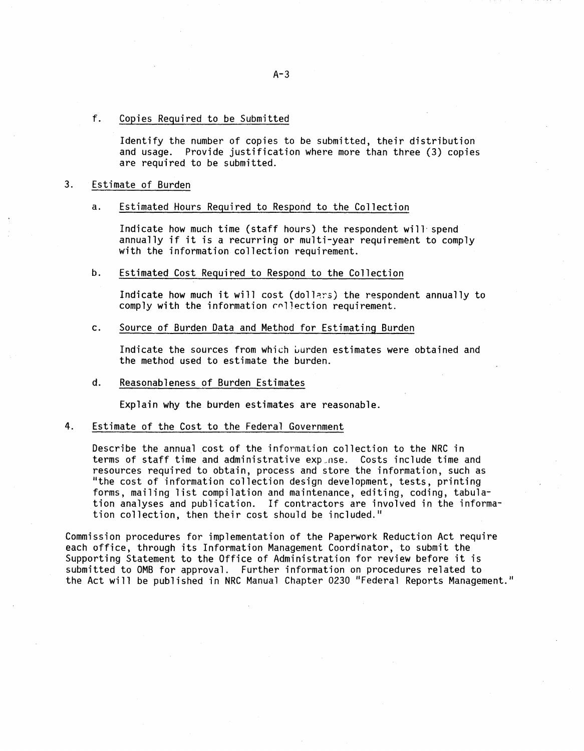f. Copies Required to be Submitted

Identify the number of copies to be submitted, their distribution and usage. Provide justification where more than three (3) copies are required to be submitted.

3. Estimate of Burden

a. Estimated Hours Required to Respond to the Collection

Indicate how much time (staff hours) the respondent will spend annually if it is a recurring or multi-year requirement to comply with the information collection requirement.

b. Estimated Cost Required to Respond to the Collection

Indicate how much it will cost (dollars) the respondent annually to comply with the information collection requirement.

c. Source of Burden Data and Method for Estimating Burden

Indicate the sources from which burden estimates were obtained and the method used to estimate the burden.

d. Reasonableness of Burden Estimates

Explain why the burden estimates are reasonable.

4. Estimate of the Cost to the Federal Government

Describe the annual cost of the information collection to the NRC in terms of staff time and administrative expense. Costs include time and resources required to obtain, process and store the information, such as "the cost of information collection design development, tests, printing forms, mailing list compilation and maintenance, editing, coding, tabulation analyses and publication. If contractors are involved in the information collection, then their cost should be included."

Commission procedures for implementation of the Paperwork Reduction Act require each office, through its Information Management Coordinator, to submit the Supporting Statement to the Office of Administration for review before it is submitted to OMB for approval. Further information on procedures related to the Act will be published in NRC Manual Chapter 0230 "Federal Reports Management."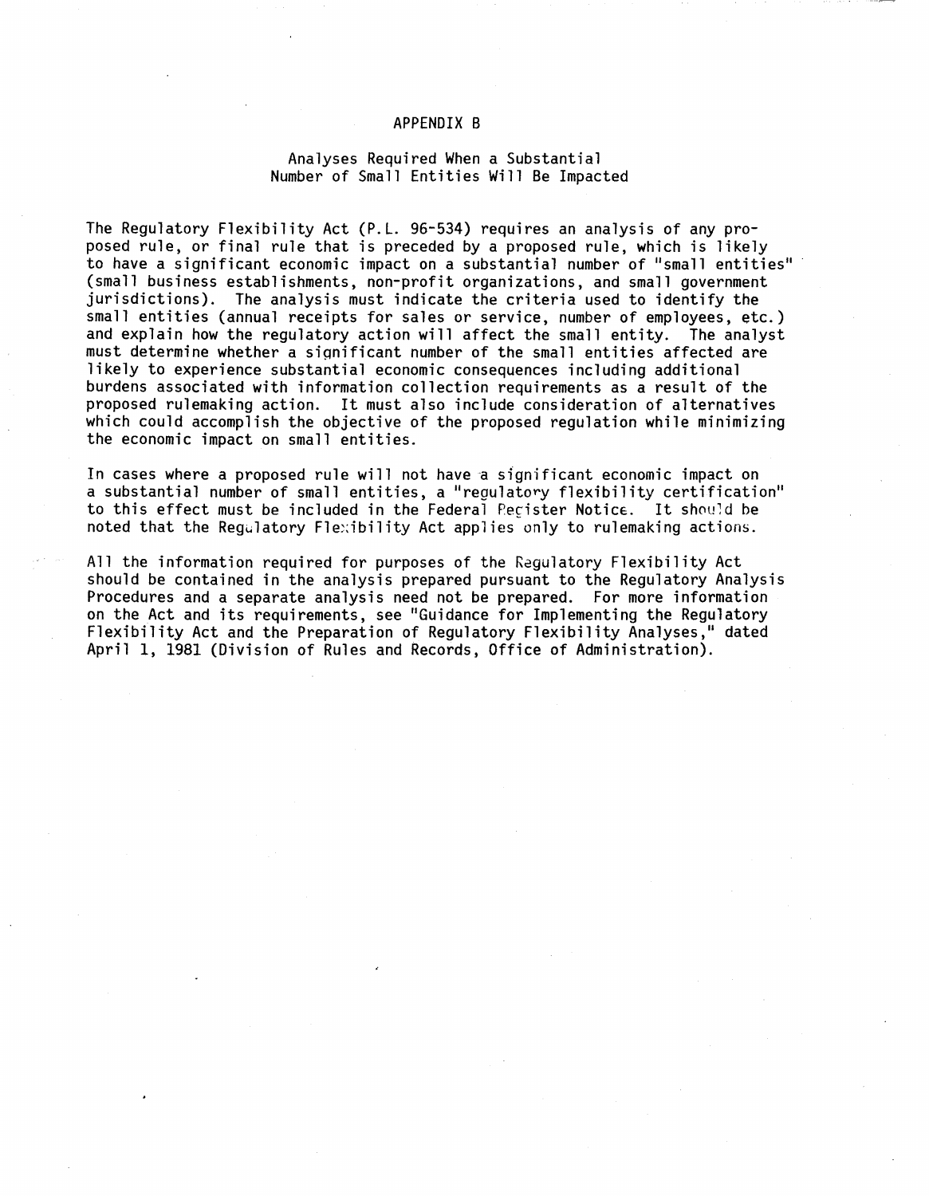# APPENDIX B

## Analyses Required When a Substantial Number of Small Entities Will Be Impacted

The Regulatory Flexibility Act (P.L. 96-534) requires an analysis of any proposed rule, or final rule that is preceded by a proposed rule, which is likely to have a significant economic impact on a substantial number of "small entities" (small business establishments, non-profit organizations, and small government jurisdictions). The analysis must indicate the criteria used to identify the small entities (annual receipts for sales or service, number of employees, etc.) and explain how the regulatory action will affect the small entity. The analyst must determine whether a significant number of the small entities affected are likely to experience substantial economic consequences including additional burdens associated with information collection requirements as a result of the proposed rulemaking action. It must also include consideration of alternatives which could accomplish the objective of the proposed regulation while minimizing the economic impact on small entities.

In cases where a proposed rule will not have a significant economic impact on a substantial number of small entities, a "regulatory flexibility certification" to this effect must be included in the Federal Register Notice. It should be noted that the Regulatory Flexibility Act applies only to rulemaking actions.

All the information required for purposes of the Regulatory Flexibility Act should be contained in the analysis prepared pursuant to the Regulatory Analysis Procedures and a separate analysis need not be prepared. For more information on the Act and its requirements, see "Guidance for Implementing the Regulatory Flexibility Act and the Preparation of Regulatory Flexibility Analyses," dated April 1, 1981 (Division of Rules and Records, Office of Administration).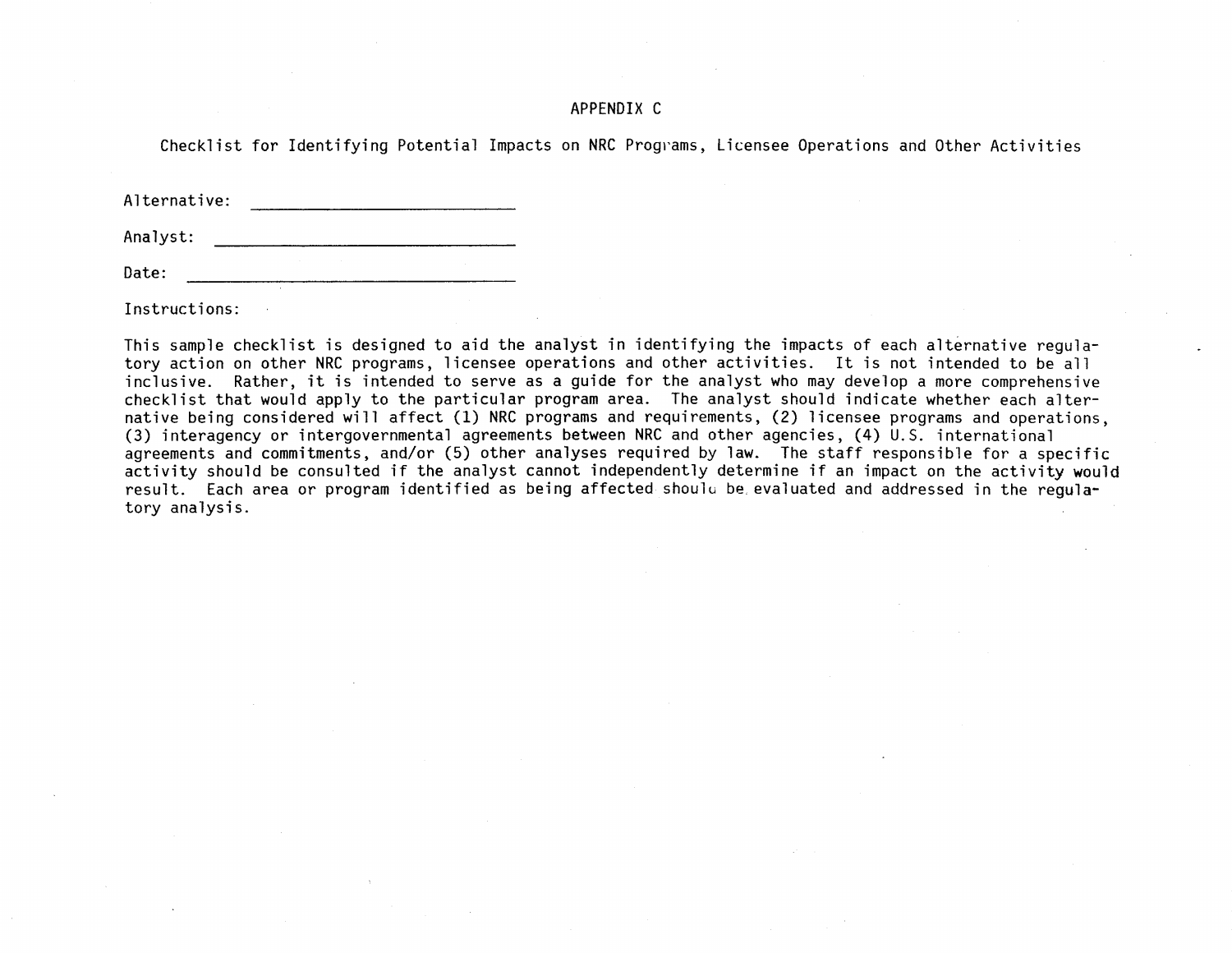# APPENDIX C

## Checklist for Identifying Potential Impacts on NRC Programs, Licensee Operations and Other Activities

Alternative: ______________________________

Analyst: ______________________________

Date: ______________________________

Instructions:

This sample checklist is designed to aid the analyst in identifying the impacts of each alternative regulatory action on other NRC programs, licensee operations and other activities. It is not intended to be all inclusive. Rather, it is intended to serve as a guide for the analyst who may develop a more comprehensive checklist that would apply to the particular program area. The analyst should indicate whether each alternative being considered will affect (1) NRC programs and requirements, (2) licensee programs and operations, (3) interagency or intergovernmental agreements between NRC and other agencies, (4) U.S. international agreements and commitments, and/or (5) other analyses required by law. The staff responsible for a specific activity should be consulted if the analyst cannot independently determine if an impact on the activity would result. Each area or program identified as being affected should be evaluated and addressed in the regulatory analysis.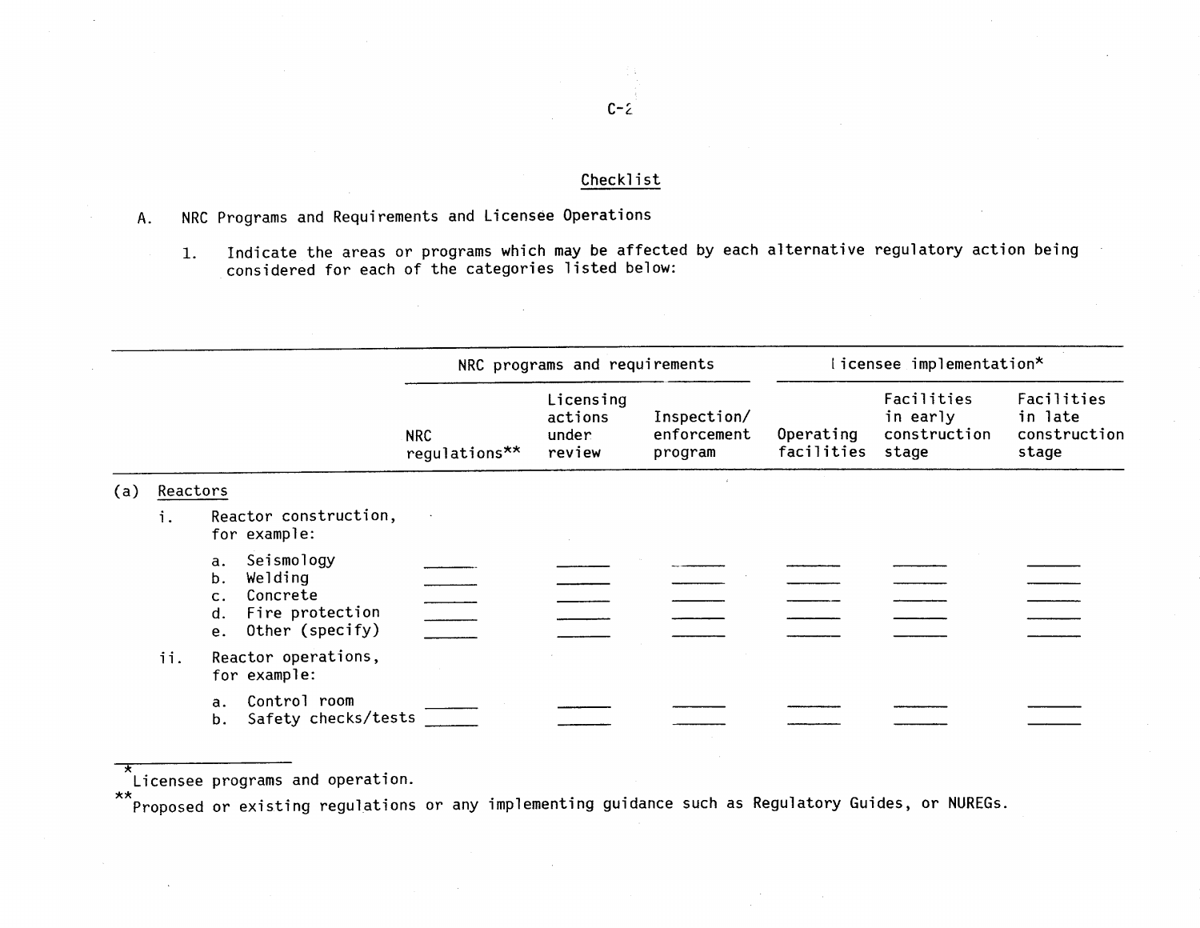## Checklist

A. NRC Programs and Requirements and Licensee Operations

1. Indicate the areas or programs which may be affected by each alternative regulatory action being considered for each of the categories listed below:

| | NRC programs and requirements | | | Licensee implementation* | | |
|---|---|---|---|---|---|---|
| | NRC regulations** | Licensing actions under review | Inspection/ enforcement program | Operating facilities | Facilities in early construction stage | Facilities in late construction stage |
| (a) Reactors | | | | | | |
| i. Reactor construction, for example: | | | | | | |
| a. Seismology | ______ | ______ | ______ | ______ | ______ | ______ |
| b. Welding | ______ | ______ | ______ | ______ | ______ | ______ |
| c. Concrete | ______ | ______ | ______ | ______ | ______ | ______ |
| d. Fire protection | ______ | ______ | ______ | ______ | ______ | ______ |
| e. Other (specify) | ______ | ______ | ______ | ______ | ______ | ______ |
| ii. Reactor operations, for example: | | | | | | |
| a. Control room | ______ | ______ | ______ | ______ | ______ | ______ |
| b. Safety checks/tests | ______ | ______ | ______ | ______ | ______ | ______ |

*Licensee programs and operation.

**Proposed or existing regulations or any implementing guidance such as Regulatory Guides, or NUREGs.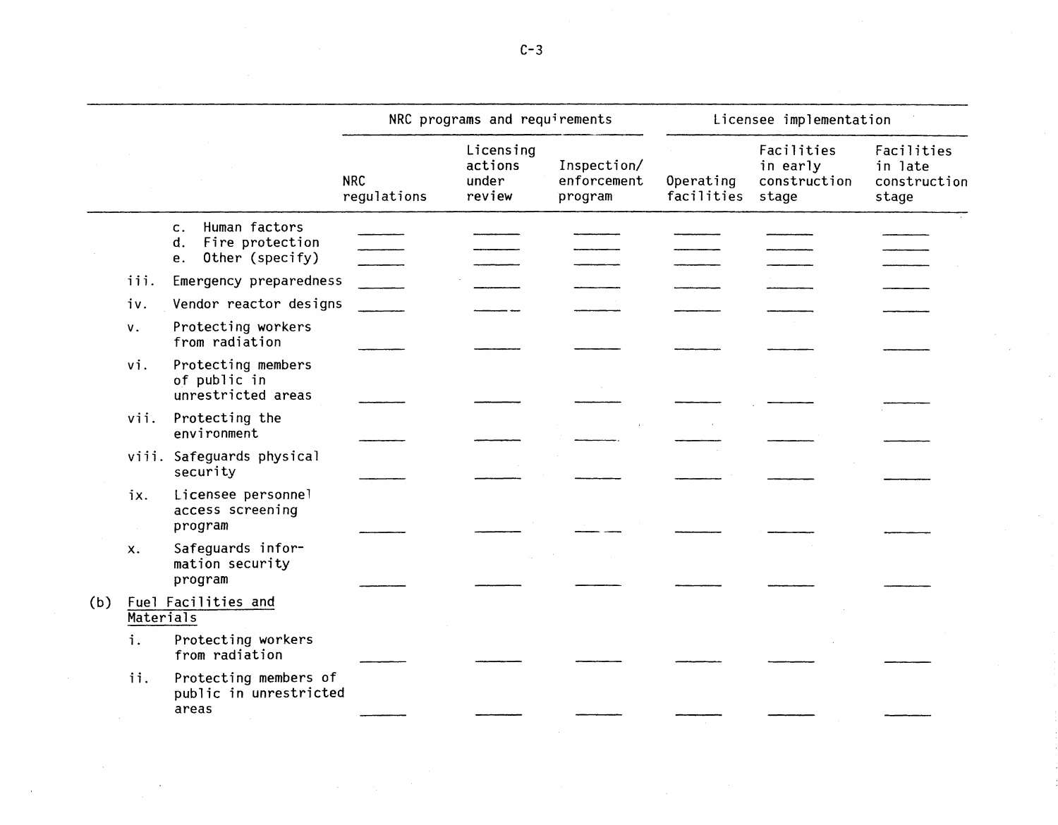| | NRC programs and requirements | | | Licensee implementation | | |
|---|---|---|---|---|---|---|
| | NRC regulations | Licensing actions under review | Inspection/ enforcement program | Operating facilities | Facilities in early construction stage | Facilities in late construction stage |
| c. Human factors | ______ | ______ | ______ | ______ | ______ | ______ |
| d. Fire protection | ______ | ______ | ______ | ______ | ______ | ______ |
| e. Other (specify) | ______ | ______ | ______ | ______ | ______ | ______ |
| iii. Emergency preparedness | ______ | ______ | ______ | ______ | ______ | ______ |
| iv. Vendor reactor designs | ______ | ______ | ______ | ______ | ______ | ______ |
| v. Protecting workers from radiation | ______ | ______ | ______ | ______ | ______ | ______ |
| vi. Protecting members of public in unrestricted areas | ______ | ______ | ______ | ______ | ______ | ______ |
| vii. Protecting the environment | ______ | ______ | ______ | ______ | ______ | ______ |
| viii. Safeguards physical security | ______ | ______ | ______ | ______ | ______ | ______ |
| ix. Licensee personnel access screening program | ______ | ______ | ______ | ______ | ______ | ______ |
| x. Safeguards information security program | ______ | ______ | ______ | ______ | ______ | ______ |
| (b) <u>Fuel Facilities and Materials</u> | | | | | | |
| i. Protecting workers from radiation | ______ | ______ | ______ | ______ | ______ | ______ |
| ii. Protecting members of public in unrestricted areas | ______ | ______ | ______ | ______ | ______ | ______ |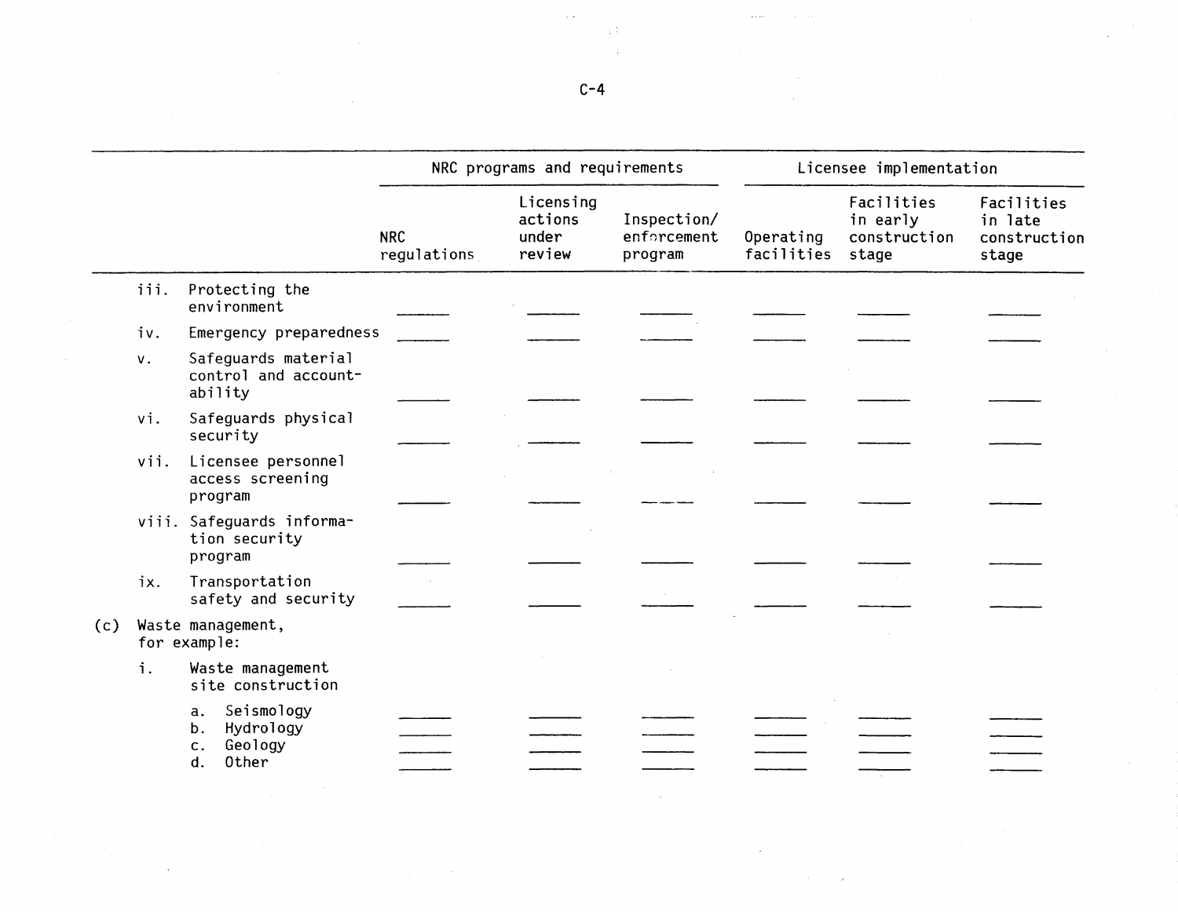| | NRC programs and requirements | | | Licensee implementation | | |
|---|---|---|---|---|---|---|
| | NRC regulations | Licensing actions under review | Inspection/ enforcement program | Operating facilities | Facilities in early construction stage | Facilities in late construction stage |
| iii. Protecting the environment | _____ | _____ | _____ | _____ | _____ | _____ |
| iv. Emergency preparedness | _____ | _____ | _____ | _____ | _____ | _____ |
| v. Safeguards material control and accountability | _____ | _____ | _____ | _____ | _____ | _____ |
| vi. Safeguards physical security | _____ | _____ | _____ | _____ | _____ | _____ |
| vii. Licensee personnel access screening program | _____ | _____ | _____ | _____ | _____ | _____ |
| viii. Safeguards information security program | _____ | _____ | _____ | _____ | _____ | _____ |
| ix. Transportation safety and security | _____ | _____ | _____ | _____ | _____ | _____ |
| (c) Waste management, for example: | | | | | | |
| i. Waste management site construction | | | | | | |
| a. Seismology | _____ | _____ | _____ | _____ | _____ | _____ |
| b. Hydrology | _____ | _____ | _____ | _____ | _____ | _____ |
| c. Geology | _____ | _____ | _____ | _____ | _____ | _____ |
| d. Other | _____ | _____ | _____ | _____ | _____ | _____ |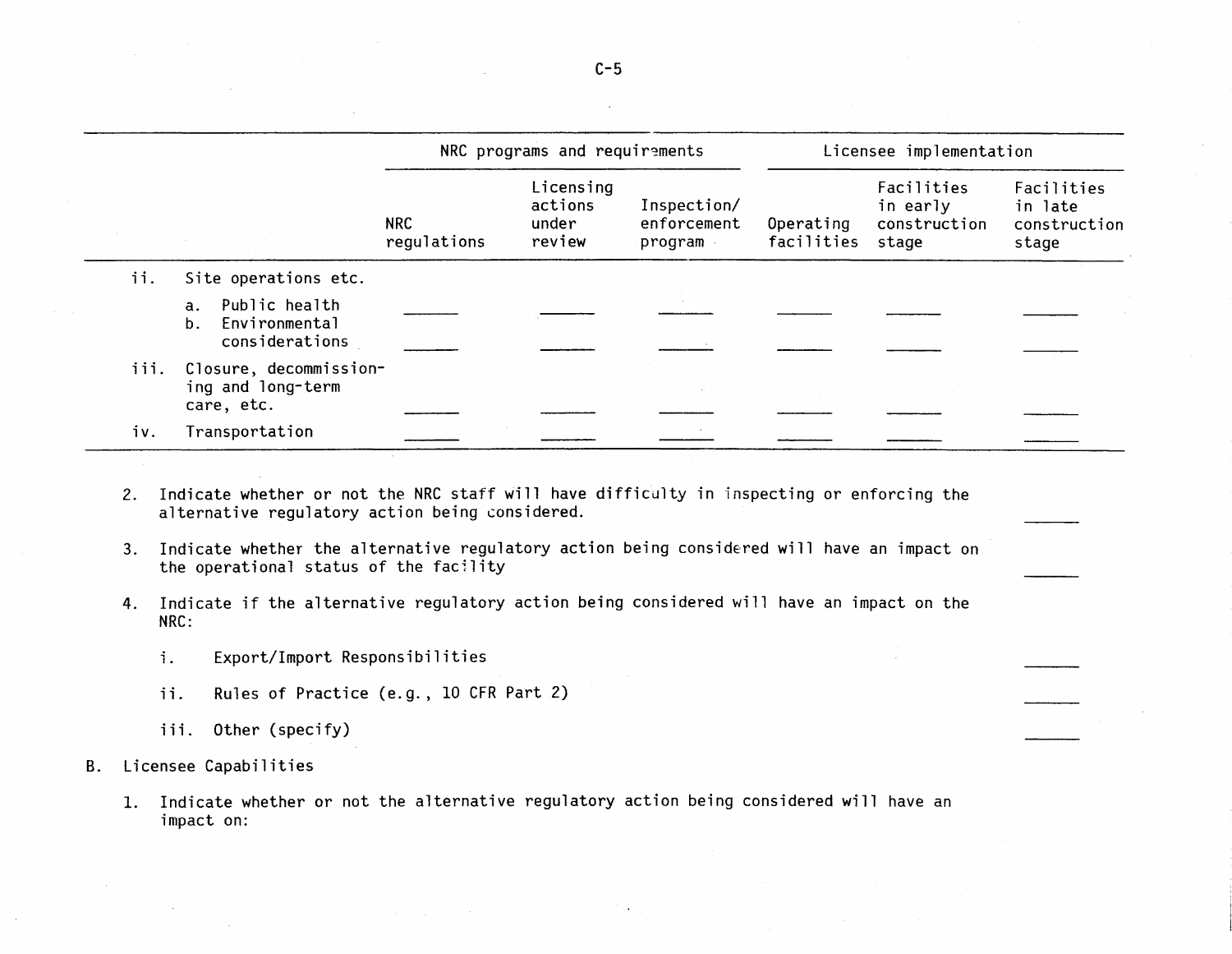| | NRC programs and requirements | | | Licensee implementation | | |
|---|---|---|---|---|---|---|
| | NRC regulations | Licensing actions under review | Inspection/ enforcement program | Operating facilities | Facilities in early construction stage | Facilities in late construction stage |
| ii. Site operations etc. | | | | | | |
| a. Public health | _____ | _____ | _____ | _____ | _____ | _____ |
| b. Environmental considerations | _____ | _____ | _____ | _____ | _____ | _____ |
| iii. Closure, decommissioning and long-term care, etc. | _____ | _____ | _____ | _____ | _____ | _____ |
| iv. Transportation | _____ | _____ | _____ | _____ | _____ | _____ |

2. Indicate whether or not the NRC staff will have difficulty in inspecting or enforcing the alternative regulatory action being considered. _____

3. Indicate whether the alternative regulatory action being considered will have an impact on the operational status of the facility _____

4. Indicate if the alternative regulatory action being considered will have an impact on the NRC:

   i. Export/Import Responsibilities _____

   ii. Rules of Practice (e.g., 10 CFR Part 2) _____

   iii. Other (specify) _____

B. Licensee Capabilities

1. Indicate whether or not the alternative regulatory action being considered will have an impact on: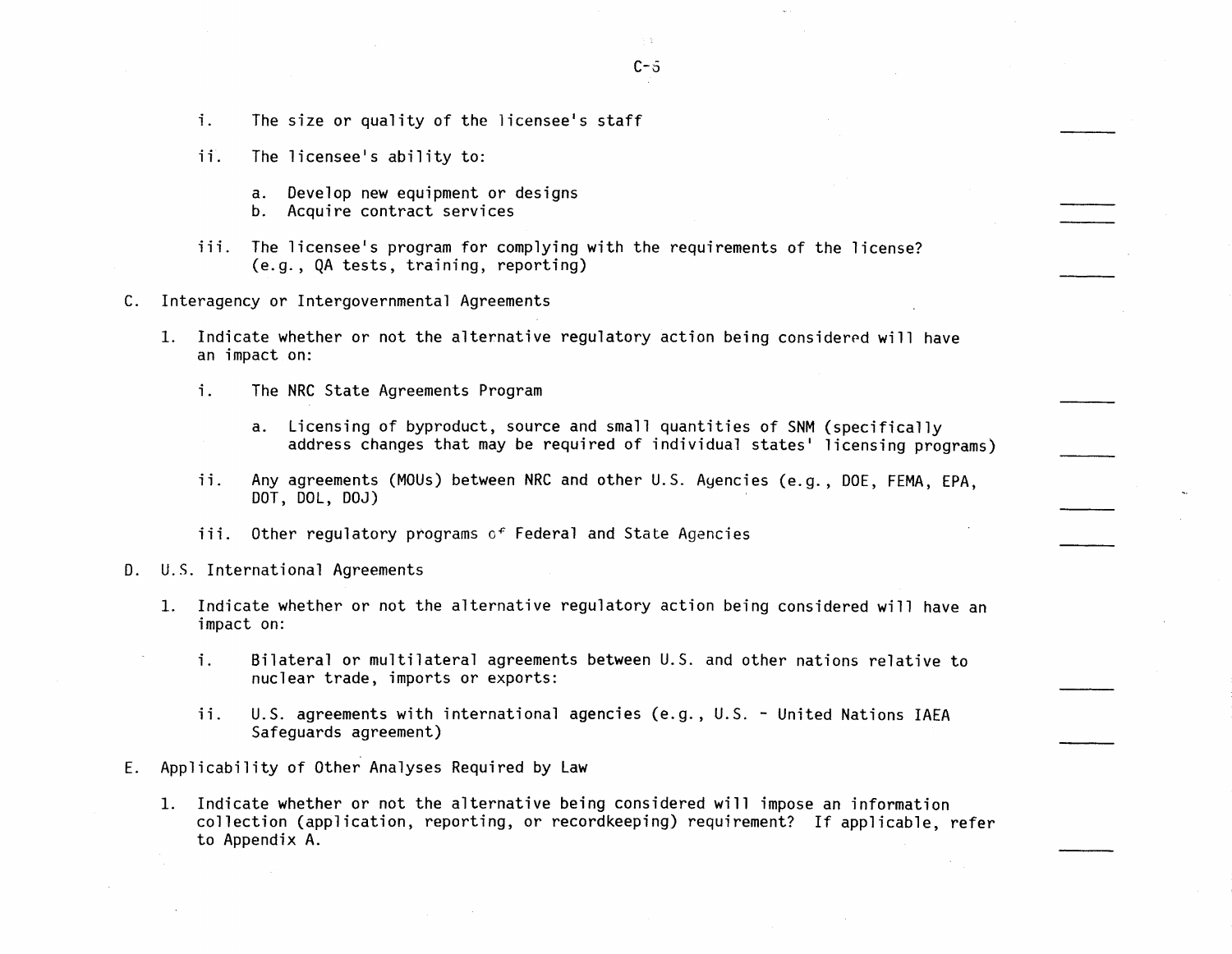i. The size or quality of the licensee's staff ______

ii. The licensee's ability to:

a. Develop new equipment or designs ______
b. Acquire contract services ______

iii. The licensee's program for complying with the requirements of the license? (e.g., QA tests, training, reporting) ______

C. Interagency or Intergovernmental Agreements

1. Indicate whether or not the alternative regulatory action being considered will have an impact on:

i. The NRC State Agreements Program ______

a. Licensing of byproduct, source and small quantities of SNM (specifically address changes that may be required of individual states' licensing programs) ______

ii. Any agreements (MOUs) between NRC and other U.S. Agencies (e.g., DOE, FEMA, EPA, DOT, DOL, DOJ) ______

iii. Other regulatory programs of Federal and State Agencies ______

D. U.S. International Agreements

1. Indicate whether or not the alternative regulatory action being considered will have an impact on:

i. Bilateral or multilateral agreements between U.S. and other nations relative to nuclear trade, imports or exports: ______

ii. U.S. agreements with international agencies (e.g., U.S. - United Nations IAEA Safeguards agreement) ______

E. Applicability of Other Analyses Required by Law

1. Indicate whether or not the alternative being considered will impose an information collection (application, reporting, or recordkeeping) requirement? If applicable, refer to Appendix A. ______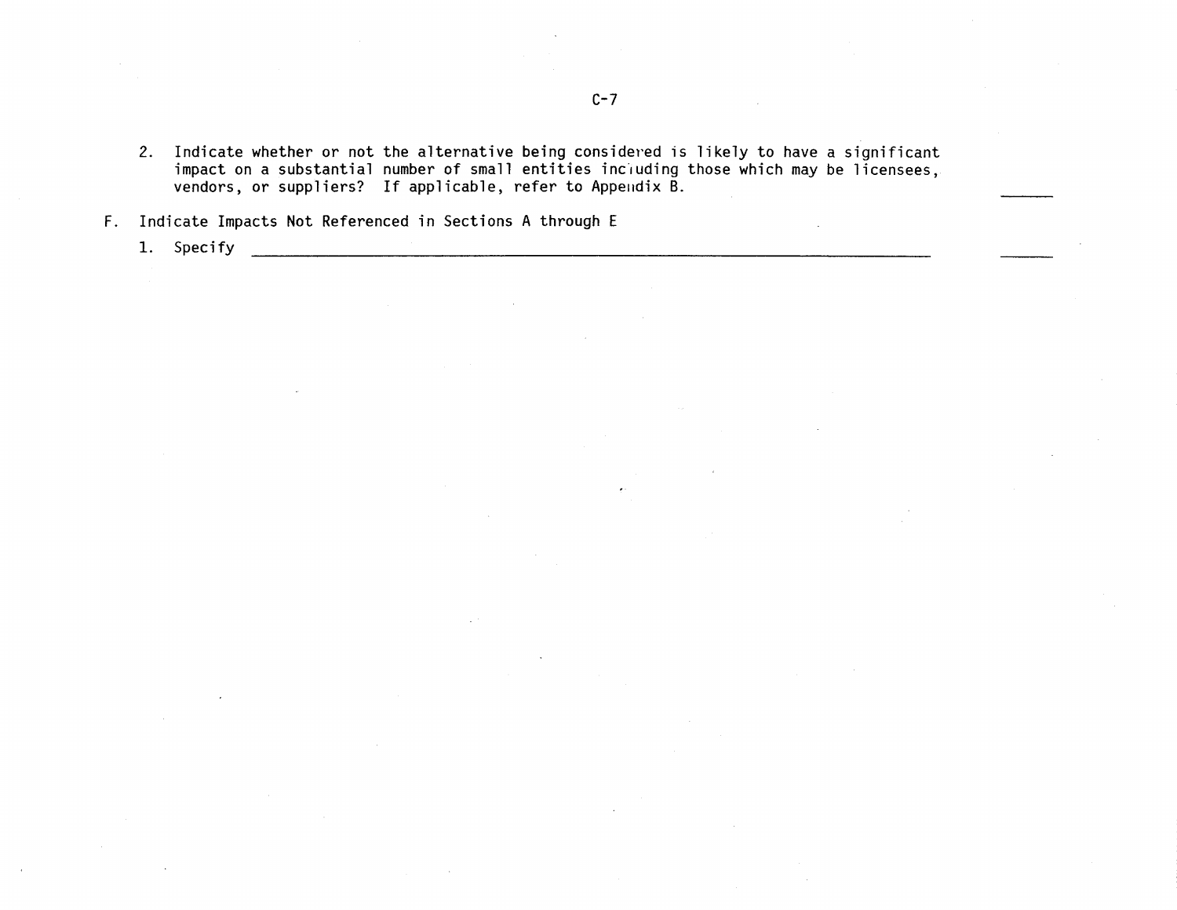2. Indicate whether or not the alternative being considered is likely to have a significant impact on a substantial number of small entities including those which may be licensees, vendors, or suppliers? If applicable, refer to Appendix B. \_\_\_\_\_\_

F. Indicate Impacts Not Referenced in Sections A through E

1. Specify \_\_\_\_\_\_\_\_\_\_\_\_\_\_\_\_\_\_\_\_\_\_\_\_\_\_\_\_\_\_\_\_\_\_\_\_\_\_\_\_\_\_\_\_\_\_\_\_\_\_\_\_\_\_\_\_\_\_\_\_\_\_\_\_\_\_\_\_\_\_\_\_\_\_\_\_ \_\_\_\_\_\_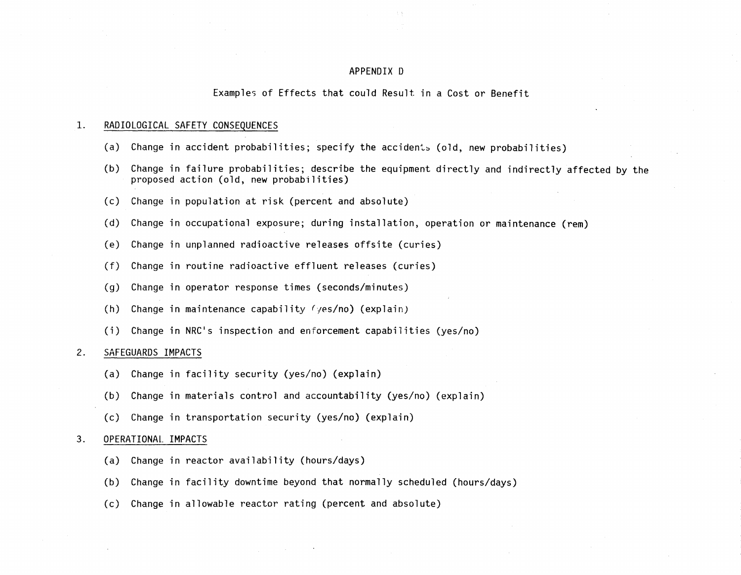# APPENDIX D

## Examples of Effects that could Result in a Cost or Benefit

1. RADIOLOGICAL SAFETY CONSEQUENCES

   (a) Change in accident probabilities; specify the accidents (old, new probabilities)

   (b) Change in failure probabilities; describe the equipment directly and indirectly affected by the proposed action (old, new probabilities)

   (c) Change in population at risk (percent and absolute)

   (d) Change in occupational exposure; during installation, operation or maintenance (rem)

   (e) Change in unplanned radioactive releases offsite (curies)

   (f) Change in routine radioactive effluent releases (curies)

   (g) Change in operator response times (seconds/minutes)

   (h) Change in maintenance capability (yes/no) (explain)

   (i) Change in NRC's inspection and enforcement capabilities (yes/no)

2. SAFEGUARDS IMPACTS

   (a) Change in facility security (yes/no) (explain)

   (b) Change in materials control and accountability (yes/no) (explain)

   (c) Change in transportation security (yes/no) (explain)

3. OPERATIONAL IMPACTS

   (a) Change in reactor availability (hours/days)

   (b) Change in facility downtime beyond that normally scheduled (hours/days)

   (c) Change in allowable reactor rating (percent and absolute)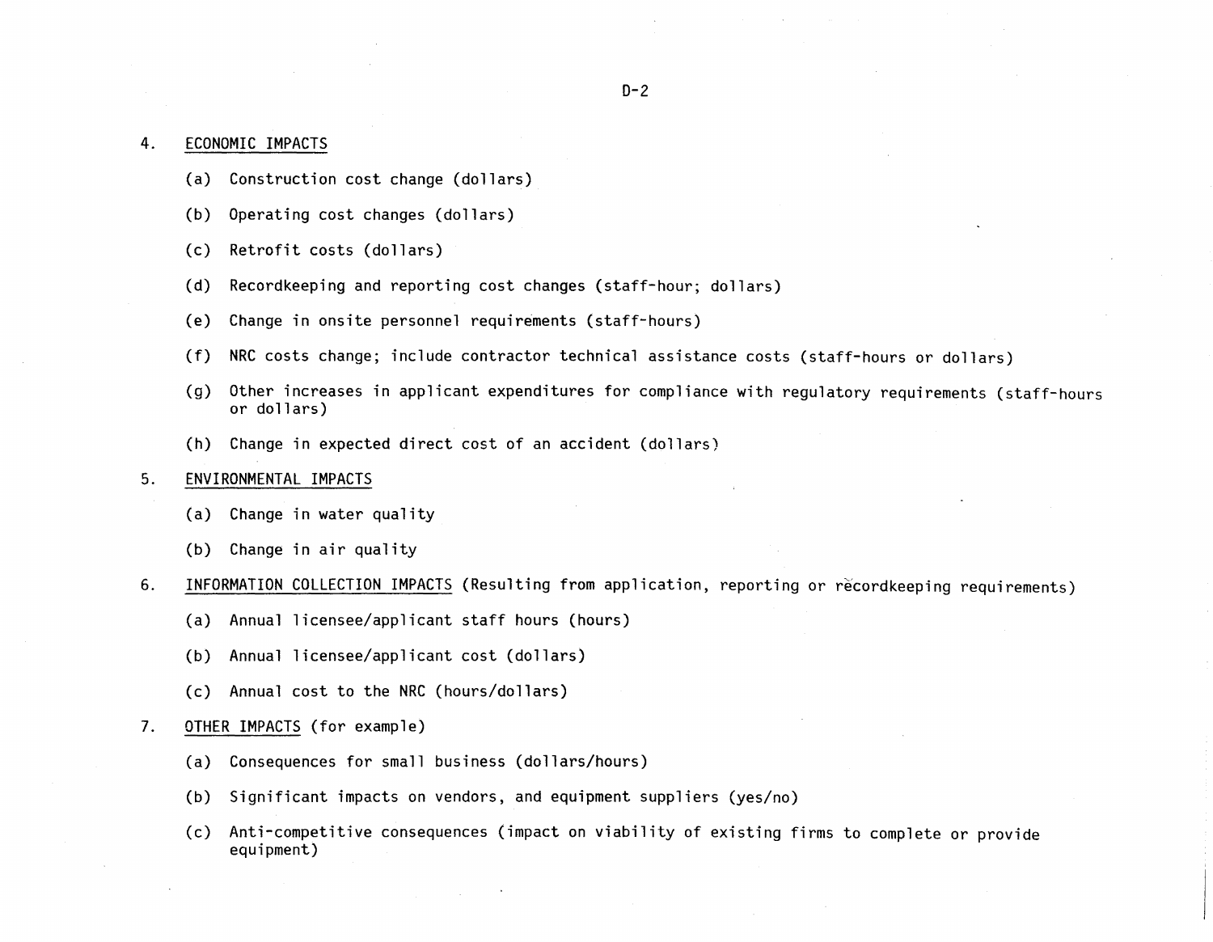4. <u>ECONOMIC IMPACTS</u>

   (a) Construction cost change (dollars)

   (b) Operating cost changes (dollars)

   (c) Retrofit costs (dollars)

   (d) Recordkeeping and reporting cost changes (staff-hour; dollars)

   (e) Change in onsite personnel requirements (staff-hours)

   (f) NRC costs change; include contractor technical assistance costs (staff-hours or dollars)

   (g) Other increases in applicant expenditures for compliance with regulatory requirements (staff-hours or dollars)

   (h) Change in expected direct cost of an accident (dollars)

5. <u>ENVIRONMENTAL IMPACTS</u>

   (a) Change in water quality

   (b) Change in air quality

6. <u>INFORMATION COLLECTION IMPACTS</u> (Resulting from application, reporting or recordkeeping requirements)

   (a) Annual licensee/applicant staff hours (hours)

   (b) Annual licensee/applicant cost (dollars)

   (c) Annual cost to the NRC (hours/dollars)

7. <u>OTHER IMPACTS</u> (for example)

   (a) Consequences for small business (dollars/hours)

   (b) Significant impacts on vendors, and equipment suppliers (yes/no)

   (c) Anti-competitive consequences (impact on viability of existing firms to complete or provide equipment)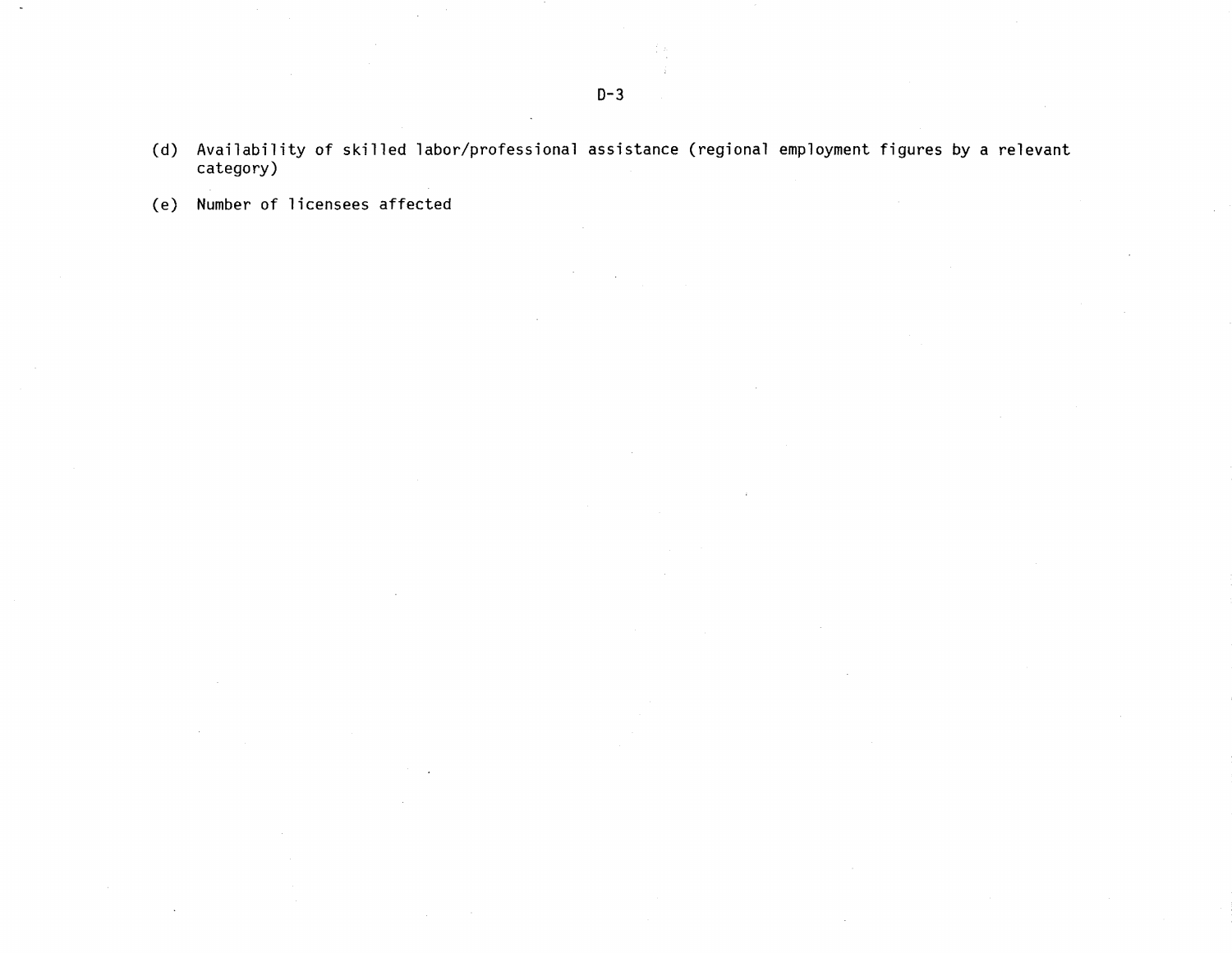(d) Availability of skilled labor/professional assistance (regional employment figures by a relevant category)

(e) Number of licensees affected